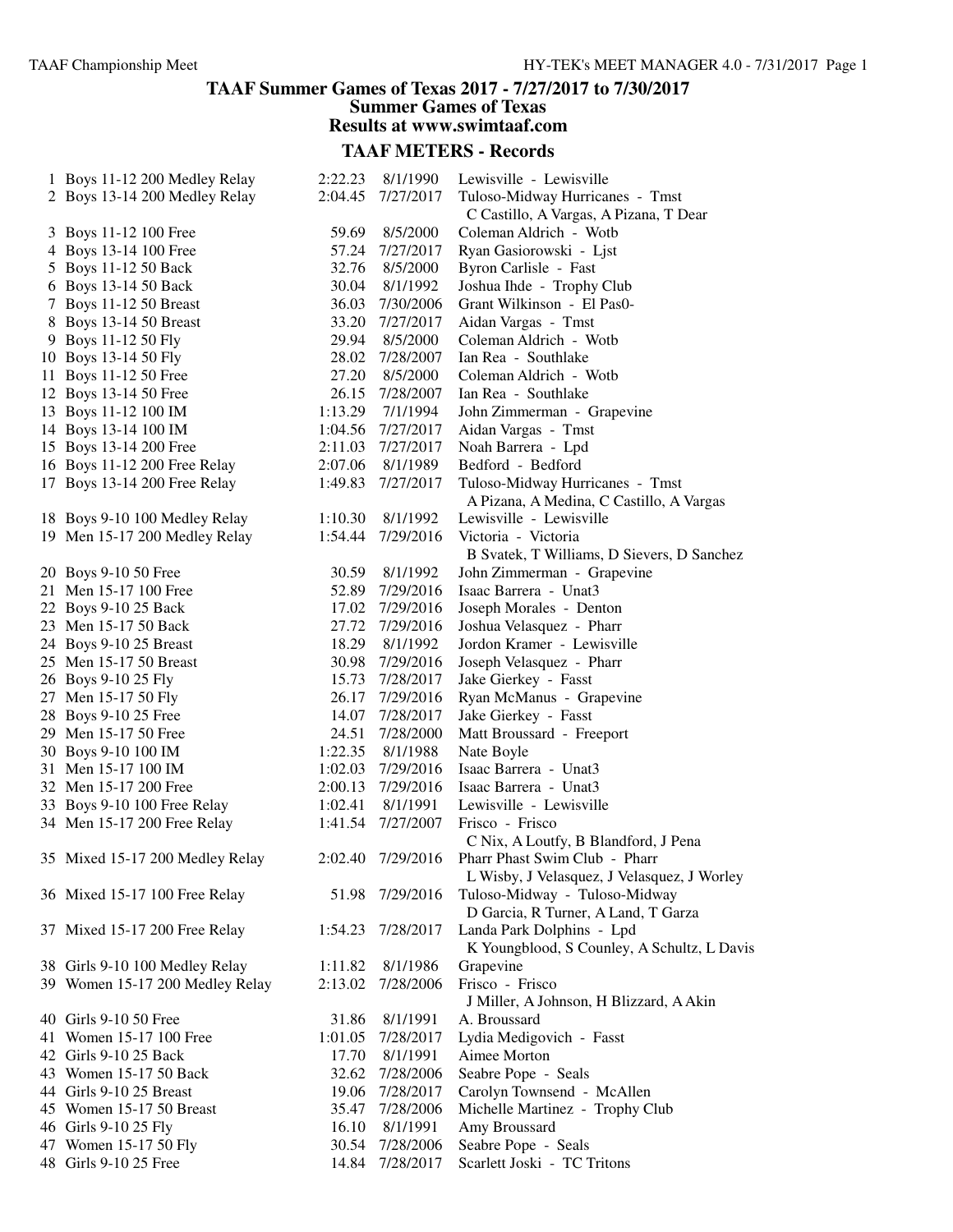## TAAF Summer Games of Texas 2017 - 7/27/2017 to 7/30/2017

### Summer Games of Texas

### Results at www.swimtaaf.com

### TAAF METERS - Records

| # | Event | Time | Date | Holder |
|---|---|---|---|---|
| 1 | Boys 11-12 200 Medley Relay | 2:22.23 | 8/1/1990 | Lewisville - Lewisville |
| 2 | Boys 13-14 200 Medley Relay | 2:04.45 | 7/27/2017 | Tuloso-Midway Hurricanes - Tmst<br>C Castillo, A Vargas, A Pizana, T Dear |
| 3 | Boys 11-12 100 Free | 59.69 | 8/5/2000 | Coleman Aldrich - Wotb |
| 4 | Boys 13-14 100 Free | 57.24 | 7/27/2017 | Ryan Gasiorowski - Ljst |
| 5 | Boys 11-12 50 Back | 32.76 | 8/5/2000 | Byron Carlisle - Fast |
| 6 | Boys 13-14 50 Back | 30.04 | 8/1/1992 | Joshua Ihde - Trophy Club |
| 7 | Boys 11-12 50 Breast | 36.03 | 7/30/2006 | Grant Wilkinson - El Pas0- |
| 8 | Boys 13-14 50 Breast | 33.20 | 7/27/2017 | Aidan Vargas - Tmst |
| 9 | Boys 11-12 50 Fly | 29.94 | 8/5/2000 | Coleman Aldrich - Wotb |
| 10 | Boys 13-14 50 Fly | 28.02 | 7/28/2007 | Ian Rea - Southlake |
| 11 | Boys 11-12 50 Free | 27.20 | 8/5/2000 | Coleman Aldrich - Wotb |
| 12 | Boys 13-14 50 Free | 26.15 | 7/28/2007 | Ian Rea - Southlake |
| 13 | Boys 11-12 100 IM | 1:13.29 | 7/1/1994 | John Zimmerman - Grapevine |
| 14 | Boys 13-14 100 IM | 1:04.56 | 7/27/2017 | Aidan Vargas - Tmst |
| 15 | Boys 13-14 200 Free | 2:11.03 | 7/27/2017 | Noah Barrera - Lpd |
| 16 | Boys 11-12 200 Free Relay | 2:07.06 | 8/1/1989 | Bedford - Bedford |
| 17 | Boys 13-14 200 Free Relay | 1:49.83 | 7/27/2017 | Tuloso-Midway Hurricanes - Tmst<br>A Pizana, A Medina, C Castillo, A Vargas |
| 18 | Boys 9-10 100 Medley Relay | 1:10.30 | 8/1/1992 | Lewisville - Lewisville |
| 19 | Men 15-17 200 Medley Relay | 1:54.44 | 7/29/2016 | Victoria - Victoria<br>B Svatek, T Williams, D Sievers, D Sanchez |
| 20 | Boys 9-10 50 Free | 30.59 | 8/1/1992 | John Zimmerman - Grapevine |
| 21 | Men 15-17 100 Free | 52.89 | 7/29/2016 | Isaac Barrera - Unat3 |
| 22 | Boys 9-10 25 Back | 17.02 | 7/29/2016 | Joseph Morales - Denton |
| 23 | Men 15-17 50 Back | 27.72 | 7/29/2016 | Joshua Velasquez - Pharr |
| 24 | Boys 9-10 25 Breast | 18.29 | 8/1/1992 | Jordon Kramer - Lewisville |
| 25 | Men 15-17 50 Breast | 30.98 | 7/29/2016 | Joseph Velasquez - Pharr |
| 26 | Boys 9-10 25 Fly | 15.73 | 7/28/2017 | Jake Gierkey - Fasst |
| 27 | Men 15-17 50 Fly | 26.17 | 7/29/2016 | Ryan McManus - Grapevine |
| 28 | Boys 9-10 25 Free | 14.07 | 7/28/2017 | Jake Gierkey - Fasst |
| 29 | Men 15-17 50 Free | 24.51 | 7/28/2000 | Matt Broussard - Freeport |
| 30 | Boys 9-10 100 IM | 1:22.35 | 8/1/1988 | Nate Boyle |
| 31 | Men 15-17 100 IM | 1:02.03 | 7/29/2016 | Isaac Barrera - Unat3 |
| 32 | Men 15-17 200 Free | 2:00.13 | 7/29/2016 | Isaac Barrera - Unat3 |
| 33 | Boys 9-10 100 Free Relay | 1:02.41 | 8/1/1991 | Lewisville - Lewisville |
| 34 | Men 15-17 200 Free Relay | 1:41.54 | 7/27/2007 | Frisco - Frisco<br>C Nix, A Loutfy, B Blandford, J Pena |
| 35 | Mixed 15-17 200 Medley Relay | 2:02.40 | 7/29/2016 | Pharr Phast Swim Club - Pharr<br>L Wisby, J Velasquez, J Velasquez, J Worley |
| 36 | Mixed 15-17 100 Free Relay | 51.98 | 7/29/2016 | Tuloso-Midway - Tuloso-Midway<br>D Garcia, R Turner, A Land, T Garza |
| 37 | Mixed 15-17 200 Free Relay | 1:54.23 | 7/28/2017 | Landa Park Dolphins - Lpd<br>K Youngblood, S Counley, A Schultz, L Davis |
| 38 | Girls 9-10 100 Medley Relay | 1:11.82 | 8/1/1986 | Grapevine |
| 39 | Women 15-17 200 Medley Relay | 2:13.02 | 7/28/2006 | Frisco - Frisco<br>J Miller, A Johnson, H Blizzard, A Akin |
| 40 | Girls 9-10 50 Free | 31.86 | 8/1/1991 | A. Broussard |
| 41 | Women 15-17 100 Free | 1:01.05 | 7/28/2017 | Lydia Medigovich - Fasst |
| 42 | Girls 9-10 25 Back | 17.70 | 8/1/1991 | Aimee Morton |
| 43 | Women 15-17 50 Back | 32.62 | 7/28/2006 | Seabre Pope - Seals |
| 44 | Girls 9-10 25 Breast | 19.06 | 7/28/2017 | Carolyn Townsend - McAllen |
| 45 | Women 15-17 50 Breast | 35.47 | 7/28/2006 | Michelle Martinez - Trophy Club |
| 46 | Girls 9-10 25 Fly | 16.10 | 8/1/1991 | Amy Broussard |
| 47 | Women 15-17 50 Fly | 30.54 | 7/28/2006 | Seabre Pope - Seals |
| 48 | Girls 9-10 25 Free | 14.84 | 7/28/2017 | Scarlett Joski - TC Tritons |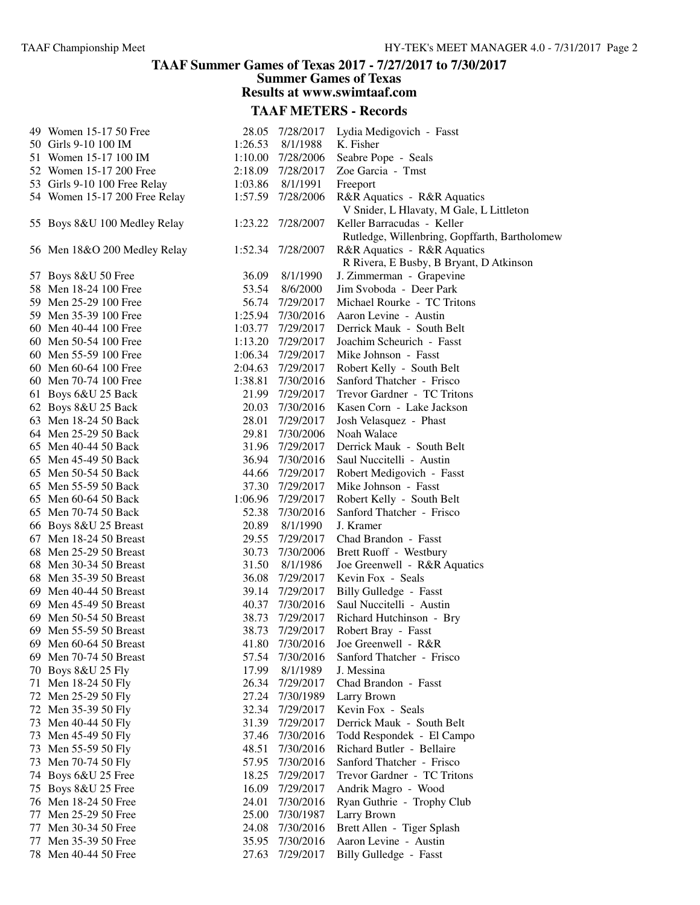# TAAF Summer Games of Texas 2017 - 7/27/2017 to 7/30/2017

## Summer Games of Texas

## Results at www.swimtaaf.com

### TAAF METERS - Records

| # | Event | Time | Date | Name / Team |
|---|---|---|---|---|
| 49 | Women 15-17 50 Free | 28.05 | 7/28/2017 | Lydia Medigovich - Fasst |
| 50 | Girls 9-10 100 IM | 1:26.53 | 8/1/1988 | K. Fisher |
| 51 | Women 15-17 100 IM | 1:10.00 | 7/28/2006 | Seabre Pope - Seals |
| 52 | Women 15-17 200 Free | 2:18.09 | 7/28/2017 | Zoe Garcia - Tmst |
| 53 | Girls 9-10 100 Free Relay | 1:03.86 | 8/1/1991 | Freeport |
| 54 | Women 15-17 200 Free Relay | 1:57.59 | 7/28/2006 | R&R Aquatics - R&R Aquatics<br>V Snider, L Hlavaty, M Gale, L Littleton |
| 55 | Boys 8&U 100 Medley Relay | 1:23.22 | 7/28/2007 | Keller Barracudas - Keller<br>Rutledge, Willenbring, Gopffarth, Bartholomew |
| 56 | Men 18&O 200 Medley Relay | 1:52.34 | 7/28/2007 | R&R Aquatics - R&R Aquatics<br>R Rivera, E Busby, B Bryant, D Atkinson |
| 57 | Boys 8&U 50 Free | 36.09 | 8/1/1990 | J. Zimmerman - Grapevine |
| 58 | Men 18-24 100 Free | 53.54 | 8/6/2000 | Jim Svoboda - Deer Park |
| 59 | Men 25-29 100 Free | 56.74 | 7/29/2017 | Michael Rourke - TC Tritons |
| 59 | Men 35-39 100 Free | 1:25.94 | 7/30/2016 | Aaron Levine - Austin |
| 60 | Men 40-44 100 Free | 1:03.77 | 7/29/2017 | Derrick Mauk - South Belt |
| 60 | Men 50-54 100 Free | 1:13.20 | 7/29/2017 | Joachim Scheurich - Fasst |
| 60 | Men 55-59 100 Free | 1:06.34 | 7/29/2017 | Mike Johnson - Fasst |
| 60 | Men 60-64 100 Free | 2:04.63 | 7/29/2017 | Robert Kelly - South Belt |
| 60 | Men 70-74 100 Free | 1:38.81 | 7/30/2016 | Sanford Thatcher - Frisco |
| 61 | Boys 6&U 25 Back | 21.99 | 7/29/2017 | Trevor Gardner - TC Tritons |
| 62 | Boys 8&U 25 Back | 20.03 | 7/30/2016 | Kasen Corn - Lake Jackson |
| 63 | Men 18-24 50 Back | 28.01 | 7/29/2017 | Josh Velasquez - Phast |
| 64 | Men 25-29 50 Back | 29.81 | 7/30/2006 | Noah Walace |
| 65 | Men 40-44 50 Back | 31.96 | 7/29/2017 | Derrick Mauk - South Belt |
| 65 | Men 45-49 50 Back | 36.94 | 7/30/2016 | Saul Nuccitelli - Austin |
| 65 | Men 50-54 50 Back | 44.66 | 7/29/2017 | Robert Medigovich - Fasst |
| 65 | Men 55-59 50 Back | 37.30 | 7/29/2017 | Mike Johnson - Fasst |
| 65 | Men 60-64 50 Back | 1:06.96 | 7/29/2017 | Robert Kelly - South Belt |
| 65 | Men 70-74 50 Back | 52.38 | 7/30/2016 | Sanford Thatcher - Frisco |
| 66 | Boys 8&U 25 Breast | 20.89 | 8/1/1990 | J. Kramer |
| 67 | Men 18-24 50 Breast | 29.55 | 7/29/2017 | Chad Brandon - Fasst |
| 68 | Men 25-29 50 Breast | 30.73 | 7/30/2006 | Brett Ruoff - Westbury |
| 68 | Men 30-34 50 Breast | 31.50 | 8/1/1986 | Joe Greenwell - R&R Aquatics |
| 68 | Men 35-39 50 Breast | 36.08 | 7/29/2017 | Kevin Fox - Seals |
| 69 | Men 40-44 50 Breast | 39.14 | 7/29/2017 | Billy Gulledge - Fasst |
| 69 | Men 45-49 50 Breast | 40.37 | 7/30/2016 | Saul Nuccitelli - Austin |
| 69 | Men 50-54 50 Breast | 38.73 | 7/29/2017 | Richard Hutchinson - Bry |
| 69 | Men 55-59 50 Breast | 38.73 | 7/29/2017 | Robert Bray - Fasst |
| 69 | Men 60-64 50 Breast | 41.80 | 7/30/2016 | Joe Greenwell - R&R |
| 69 | Men 70-74 50 Breast | 57.54 | 7/30/2016 | Sanford Thatcher - Frisco |
| 70 | Boys 8&U 25 Fly | 17.99 | 8/1/1989 | J. Messina |
| 71 | Men 18-24 50 Fly | 26.34 | 7/29/2017 | Chad Brandon - Fasst |
| 72 | Men 25-29 50 Fly | 27.24 | 7/30/1989 | Larry Brown |
| 72 | Men 35-39 50 Fly | 32.34 | 7/29/2017 | Kevin Fox - Seals |
| 73 | Men 40-44 50 Fly | 31.39 | 7/29/2017 | Derrick Mauk - South Belt |
| 73 | Men 45-49 50 Fly | 37.46 | 7/30/2016 | Todd Respondek - El Campo |
| 73 | Men 55-59 50 Fly | 48.51 | 7/30/2016 | Richard Butler - Bellaire |
| 73 | Men 70-74 50 Fly | 57.95 | 7/30/2016 | Sanford Thatcher - Frisco |
| 74 | Boys 6&U 25 Free | 18.25 | 7/29/2017 | Trevor Gardner - TC Tritons |
| 75 | Boys 8&U 25 Free | 16.09 | 7/29/2017 | Andrik Magro - Wood |
| 76 | Men 18-24 50 Free | 24.01 | 7/30/2016 | Ryan Guthrie - Trophy Club |
| 77 | Men 25-29 50 Free | 25.00 | 7/30/1987 | Larry Brown |
| 77 | Men 30-34 50 Free | 24.08 | 7/30/2016 | Brett Allen - Tiger Splash |
| 77 | Men 35-39 50 Free | 35.95 | 7/30/2016 | Aaron Levine - Austin |
| 78 | Men 40-44 50 Free | 27.63 | 7/29/2017 | Billy Gulledge - Fasst |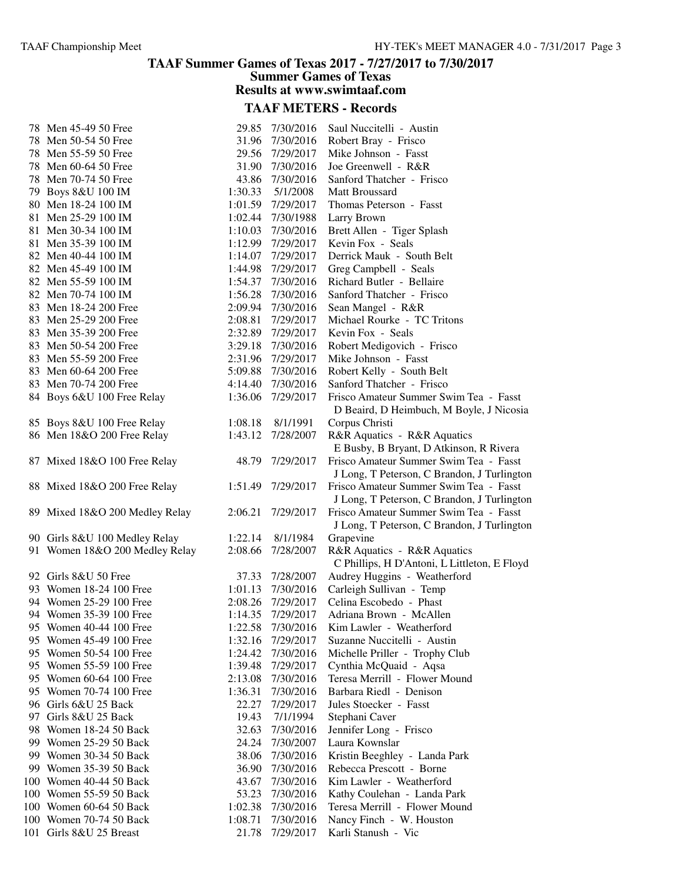# TAAF Summer Games of Texas 2017 - 7/27/2017 to 7/30/2017

## Summer Games of Texas

## Results at www.swimtaaf.com

## TAAF METERS - Records

| # | Event | Time | Date | Record Holder |
|---|---|---|---|---|
| 78 | Men 45-49 50 Free | 29.85 | 7/30/2016 | Saul Nuccitelli - Austin |
| 78 | Men 50-54 50 Free | 31.96 | 7/30/2016 | Robert Bray - Frisco |
| 78 | Men 55-59 50 Free | 29.56 | 7/29/2017 | Mike Johnson - Fasst |
| 78 | Men 60-64 50 Free | 31.90 | 7/30/2016 | Joe Greenwell - R&R |
| 78 | Men 70-74 50 Free | 43.86 | 7/30/2016 | Sanford Thatcher - Frisco |
| 79 | Boys 8&U 100 IM | 1:30.33 | 5/1/2008 | Matt Broussard |
| 80 | Men 18-24 100 IM | 1:01.59 | 7/29/2017 | Thomas Peterson - Fasst |
| 81 | Men 25-29 100 IM | 1:02.44 | 7/30/1988 | Larry Brown |
| 81 | Men 30-34 100 IM | 1:10.03 | 7/30/2016 | Brett Allen - Tiger Splash |
| 81 | Men 35-39 100 IM | 1:12.99 | 7/29/2017 | Kevin Fox - Seals |
| 82 | Men 40-44 100 IM | 1:14.07 | 7/29/2017 | Derrick Mauk - South Belt |
| 82 | Men 45-49 100 IM | 1:44.98 | 7/29/2017 | Greg Campbell - Seals |
| 82 | Men 55-59 100 IM | 1:54.37 | 7/30/2016 | Richard Butler - Bellaire |
| 82 | Men 70-74 100 IM | 1:56.28 | 7/30/2016 | Sanford Thatcher - Frisco |
| 83 | Men 18-24 200 Free | 2:09.94 | 7/30/2016 | Sean Mangel - R&R |
| 83 | Men 25-29 200 Free | 2:08.81 | 7/29/2017 | Michael Rourke - TC Tritons |
| 83 | Men 35-39 200 Free | 2:32.89 | 7/29/2017 | Kevin Fox - Seals |
| 83 | Men 50-54 200 Free | 3:29.18 | 7/30/2016 | Robert Medigovich - Frisco |
| 83 | Men 55-59 200 Free | 2:31.96 | 7/29/2017 | Mike Johnson - Fasst |
| 83 | Men 60-64 200 Free | 5:09.88 | 7/30/2016 | Robert Kelly - South Belt |
| 83 | Men 70-74 200 Free | 4:14.40 | 7/30/2016 | Sanford Thatcher - Frisco |
| 84 | Boys 6&U 100 Free Relay | 1:36.06 | 7/29/2017 | Frisco Amateur Summer Swim Tea - Fasst<br>D Beaird, D Heimbuch, M Boyle, J Nicosia |
| 85 | Boys 8&U 100 Free Relay | 1:08.18 | 8/1/1991 | Corpus Christi |
| 86 | Men 18&O 200 Free Relay | 1:43.12 | 7/28/2007 | R&R Aquatics - R&R Aquatics<br>E Busby, B Bryant, D Atkinson, R Rivera |
| 87 | Mixed 18&O 100 Free Relay | 48.79 | 7/29/2017 | Frisco Amateur Summer Swim Tea - Fasst<br>J Long, T Peterson, C Brandon, J Turlington |
| 88 | Mixed 18&O 200 Free Relay | 1:51.49 | 7/29/2017 | Frisco Amateur Summer Swim Tea - Fasst<br>J Long, T Peterson, C Brandon, J Turlington |
| 89 | Mixed 18&O 200 Medley Relay | 2:06.21 | 7/29/2017 | Frisco Amateur Summer Swim Tea - Fasst<br>J Long, T Peterson, C Brandon, J Turlington |
| 90 | Girls 8&U 100 Medley Relay | 1:22.14 | 8/1/1984 | Grapevine |
| 91 | Women 18&O 200 Medley Relay | 2:08.66 | 7/28/2007 | R&R Aquatics - R&R Aquatics<br>C Phillips, H D'Antoni, L Littleton, E Floyd |
| 92 | Girls 8&U 50 Free | 37.33 | 7/28/2007 | Audrey Huggins - Weatherford |
| 93 | Women 18-24 100 Free | 1:01.13 | 7/30/2016 | Carleigh Sullivan - Temp |
| 94 | Women 25-29 100 Free | 2:08.26 | 7/29/2017 | Celina Escobedo - Phast |
| 94 | Women 35-39 100 Free | 1:14.35 | 7/29/2017 | Adriana Brown - McAllen |
| 95 | Women 40-44 100 Free | 1:22.58 | 7/30/2016 | Kim Lawler - Weatherford |
| 95 | Women 45-49 100 Free | 1:32.16 | 7/29/2017 | Suzanne Nuccitelli - Austin |
| 95 | Women 50-54 100 Free | 1:24.42 | 7/30/2016 | Michelle Priller - Trophy Club |
| 95 | Women 55-59 100 Free | 1:39.48 | 7/29/2017 | Cynthia McQuaid - Aqsa |
| 95 | Women 60-64 100 Free | 2:13.08 | 7/30/2016 | Teresa Merrill - Flower Mound |
| 95 | Women 70-74 100 Free | 1:36.31 | 7/30/2016 | Barbara Riedl - Denison |
| 96 | Girls 6&U 25 Back | 22.27 | 7/29/2017 | Jules Stoecker - Fasst |
| 97 | Girls 8&U 25 Back | 19.43 | 7/1/1994 | Stephani Caver |
| 98 | Women 18-24 50 Back | 32.63 | 7/30/2016 | Jennifer Long - Frisco |
| 99 | Women 25-29 50 Back | 24.24 | 7/30/2007 | Laura Kownslar |
| 99 | Women 30-34 50 Back | 38.06 | 7/30/2016 | Kristin Beeghley - Landa Park |
| 99 | Women 35-39 50 Back | 36.90 | 7/30/2016 | Rebecca Prescott - Borne |
| 100 | Women 40-44 50 Back | 43.67 | 7/30/2016 | Kim Lawler - Weatherford |
| 100 | Women 55-59 50 Back | 53.23 | 7/30/2016 | Kathy Coulehan - Landa Park |
| 100 | Women 60-64 50 Back | 1:02.38 | 7/30/2016 | Teresa Merrill - Flower Mound |
| 100 | Women 70-74 50 Back | 1:08.71 | 7/30/2016 | Nancy Finch - W. Houston |
| 101 | Girls 8&U 25 Breast | 21.78 | 7/29/2017 | Karli Stanush - Vic |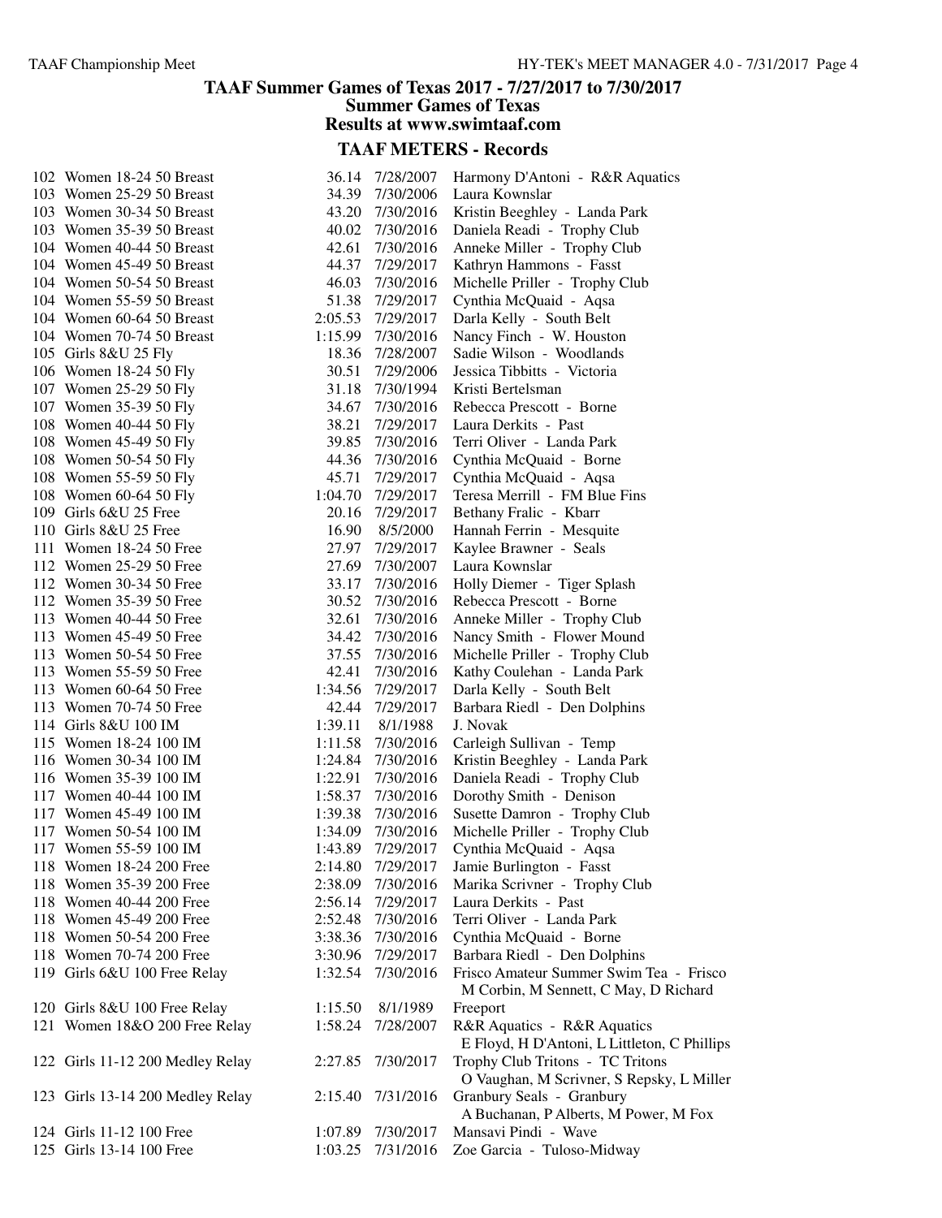## TAAF Summer Games of Texas 2017 - 7/27/2017 to 7/30/2017

### Summer Games of Texas

### Results at www.swimtaaf.com

### TAAF METERS - Records

| # | Event | Time | Date | Record Holder |
|---|---|---|---|---|
| 102 | Women 18-24 50 Breast | 36.14 | 7/28/2007 | Harmony D'Antoni - R&R Aquatics |
| 103 | Women 25-29 50 Breast | 34.39 | 7/30/2006 | Laura Kownslar |
| 103 | Women 30-34 50 Breast | 43.20 | 7/30/2016 | Kristin Beeghley - Landa Park |
| 103 | Women 35-39 50 Breast | 40.02 | 7/30/2016 | Daniela Readi - Trophy Club |
| 104 | Women 40-44 50 Breast | 42.61 | 7/30/2016 | Anneke Miller - Trophy Club |
| 104 | Women 45-49 50 Breast | 44.37 | 7/29/2017 | Kathryn Hammons - Fasst |
| 104 | Women 50-54 50 Breast | 46.03 | 7/30/2016 | Michelle Priller - Trophy Club |
| 104 | Women 55-59 50 Breast | 51.38 | 7/29/2017 | Cynthia McQuaid - Aqsa |
| 104 | Women 60-64 50 Breast | 2:05.53 | 7/29/2017 | Darla Kelly - South Belt |
| 104 | Women 70-74 50 Breast | 1:15.99 | 7/30/2016 | Nancy Finch - W. Houston |
| 105 | Girls 8&U 25 Fly | 18.36 | 7/28/2007 | Sadie Wilson - Woodlands |
| 106 | Women 18-24 50 Fly | 30.51 | 7/29/2006 | Jessica Tibbitts - Victoria |
| 107 | Women 25-29 50 Fly | 31.18 | 7/30/1994 | Kristi Bertelsman |
| 107 | Women 35-39 50 Fly | 34.67 | 7/30/2016 | Rebecca Prescott - Borne |
| 108 | Women 40-44 50 Fly | 38.21 | 7/29/2017 | Laura Derkits - Past |
| 108 | Women 45-49 50 Fly | 39.85 | 7/30/2016 | Terri Oliver - Landa Park |
| 108 | Women 50-54 50 Fly | 44.36 | 7/30/2016 | Cynthia McQuaid - Borne |
| 108 | Women 55-59 50 Fly | 45.71 | 7/29/2017 | Cynthia McQuaid - Aqsa |
| 108 | Women 60-64 50 Fly | 1:04.70 | 7/29/2017 | Teresa Merrill - FM Blue Fins |
| 109 | Girls 6&U 25 Free | 20.16 | 7/29/2017 | Bethany Fralic - Kbarr |
| 110 | Girls 8&U 25 Free | 16.90 | 8/5/2000 | Hannah Ferrin - Mesquite |
| 111 | Women 18-24 50 Free | 27.97 | 7/29/2017 | Kaylee Brawner - Seals |
| 112 | Women 25-29 50 Free | 27.69 | 7/30/2007 | Laura Kownslar |
| 112 | Women 30-34 50 Free | 33.17 | 7/30/2016 | Holly Diemer - Tiger Splash |
| 112 | Women 35-39 50 Free | 30.52 | 7/30/2016 | Rebecca Prescott - Borne |
| 113 | Women 40-44 50 Free | 32.61 | 7/30/2016 | Anneke Miller - Trophy Club |
| 113 | Women 45-49 50 Free | 34.42 | 7/30/2016 | Nancy Smith - Flower Mound |
| 113 | Women 50-54 50 Free | 37.55 | 7/30/2016 | Michelle Priller - Trophy Club |
| 113 | Women 55-59 50 Free | 42.41 | 7/30/2016 | Kathy Coulehan - Landa Park |
| 113 | Women 60-64 50 Free | 1:34.56 | 7/29/2017 | Darla Kelly - South Belt |
| 113 | Women 70-74 50 Free | 42.44 | 7/29/2017 | Barbara Riedl - Den Dolphins |
| 114 | Girls 8&U 100 IM | 1:39.11 | 8/1/1988 | J. Novak |
| 115 | Women 18-24 100 IM | 1:11.58 | 7/30/2016 | Carleigh Sullivan - Temp |
| 116 | Women 30-34 100 IM | 1:24.84 | 7/30/2016 | Kristin Beeghley - Landa Park |
| 116 | Women 35-39 100 IM | 1:22.91 | 7/30/2016 | Daniela Readi - Trophy Club |
| 117 | Women 40-44 100 IM | 1:58.37 | 7/30/2016 | Dorothy Smith - Denison |
| 117 | Women 45-49 100 IM | 1:39.38 | 7/30/2016 | Susette Damron - Trophy Club |
| 117 | Women 50-54 100 IM | 1:34.09 | 7/30/2016 | Michelle Priller - Trophy Club |
| 117 | Women 55-59 100 IM | 1:43.89 | 7/29/2017 | Cynthia McQuaid - Aqsa |
| 118 | Women 18-24 200 Free | 2:14.80 | 7/29/2017 | Jamie Burlington - Fasst |
| 118 | Women 35-39 200 Free | 2:38.09 | 7/30/2016 | Marika Scrivner - Trophy Club |
| 118 | Women 40-44 200 Free | 2:56.14 | 7/29/2017 | Laura Derkits - Past |
| 118 | Women 45-49 200 Free | 2:52.48 | 7/30/2016 | Terri Oliver - Landa Park |
| 118 | Women 50-54 200 Free | 3:38.36 | 7/30/2016 | Cynthia McQuaid - Borne |
| 118 | Women 70-74 200 Free | 3:30.96 | 7/29/2017 | Barbara Riedl - Den Dolphins |
| 119 | Girls 6&U 100 Free Relay | 1:32.54 | 7/30/2016 | Frisco Amateur Summer Swim Tea - Frisco<br>M Corbin, M Sennett, C May, D Richard |
| 120 | Girls 8&U 100 Free Relay | 1:15.50 | 8/1/1989 | Freeport |
| 121 | Women 18&O 200 Free Relay | 1:58.24 | 7/28/2007 | R&R Aquatics - R&R Aquatics<br>E Floyd, H D'Antoni, L Littleton, C Phillips |
| 122 | Girls 11-12 200 Medley Relay | 2:27.85 | 7/30/2017 | Trophy Club Tritons - TC Tritons<br>O Vaughan, M Scrivner, S Repsky, L Miller |
| 123 | Girls 13-14 200 Medley Relay | 2:15.40 | 7/31/2016 | Granbury Seals - Granbury<br>A Buchanan, P Alberts, M Power, M Fox |
| 124 | Girls 11-12 100 Free | 1:07.89 | 7/30/2017 | Mansavi Pindi - Wave |
| 125 | Girls 13-14 100 Free | 1:03.25 | 7/31/2016 | Zoe Garcia - Tuloso-Midway |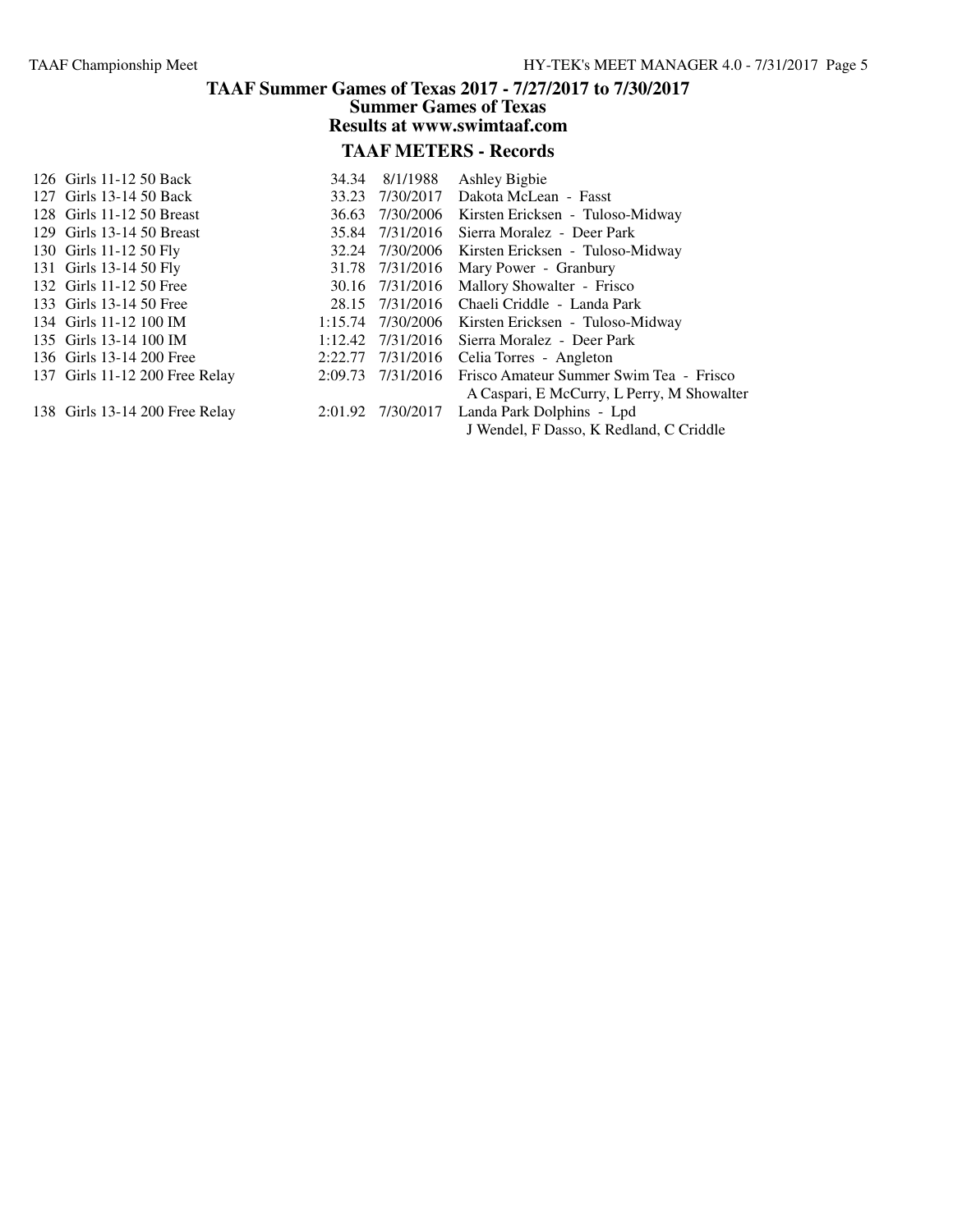## TAAF Summer Games of Texas 2017 - 7/27/2017 to 7/30/2017

### Summer Games of Texas

### Results at www.swimtaaf.com

### TAAF METERS - Records

| | | | | |
|---|---|---|---|---|
| 126 | Girls 11-12 50 Back | 34.34 | 8/1/1988 | Ashley Bigbie |
| 127 | Girls 13-14 50 Back | 33.23 | 7/30/2017 | Dakota McLean - Fasst |
| 128 | Girls 11-12 50 Breast | 36.63 | 7/30/2006 | Kirsten Ericksen - Tuloso-Midway |
| 129 | Girls 13-14 50 Breast | 35.84 | 7/31/2016 | Sierra Moralez - Deer Park |
| 130 | Girls 11-12 50 Fly | 32.24 | 7/30/2006 | Kirsten Ericksen - Tuloso-Midway |
| 131 | Girls 13-14 50 Fly | 31.78 | 7/31/2016 | Mary Power - Granbury |
| 132 | Girls 11-12 50 Free | 30.16 | 7/31/2016 | Mallory Showalter - Frisco |
| 133 | Girls 13-14 50 Free | 28.15 | 7/31/2016 | Chaeli Criddle - Landa Park |
| 134 | Girls 11-12 100 IM | 1:15.74 | 7/30/2006 | Kirsten Ericksen - Tuloso-Midway |
| 135 | Girls 13-14 100 IM | 1:12.42 | 7/31/2016 | Sierra Moralez - Deer Park |
| 136 | Girls 13-14 200 Free | 2:22.77 | 7/31/2016 | Celia Torres - Angleton |
| 137 | Girls 11-12 200 Free Relay | 2:09.73 | 7/31/2016 | Frisco Amateur Summer Swim Tea - Frisco<br>A Caspari, E McCurry, L Perry, M Showalter |
| 138 | Girls 13-14 200 Free Relay | 2:01.92 | 7/30/2017 | Landa Park Dolphins - Lpd<br>J Wendel, F Dasso, K Redland, C Criddle |